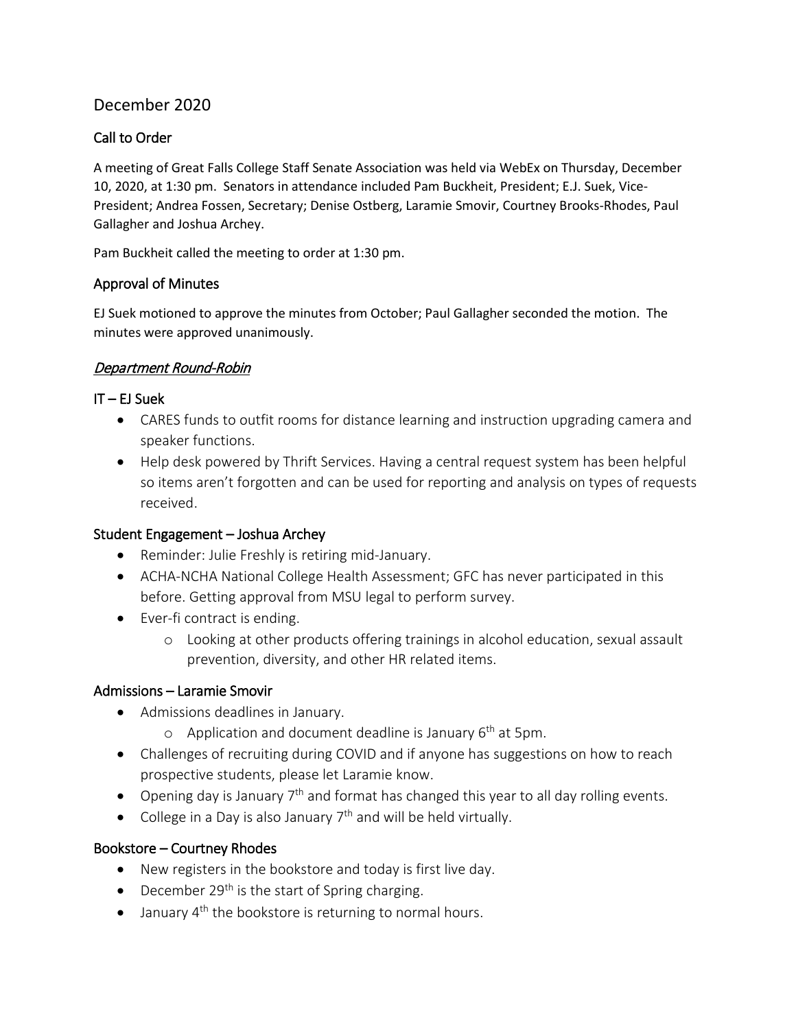# December 2020

## Call to Order

A meeting of Great Falls College Staff Senate Association was held via WebEx on Thursday, December 10, 2020, at 1:30 pm. Senators in attendance included Pam Buckheit, President; E.J. Suek, Vice-President; Andrea Fossen, Secretary; Denise Ostberg, Laramie Smovir, Courtney Brooks-Rhodes, Paul Gallagher and Joshua Archey.

Pam Buckheit called the meeting to order at 1:30 pm.

## Approval of Minutes

EJ Suek motioned to approve the minutes from October; Paul Gallagher seconded the motion. The minutes were approved unanimously.

## *Department Round-Robin*

### IT – EJ Suek

- CARES funds to outfit rooms for distance learning and instruction upgrading camera and speaker functions.
- Help desk powered by Thrift Services. Having a central request system has been helpful so items aren't forgotten and can be used for reporting and analysis on types of requests received.

### Student Engagement – Joshua Archey

- Reminder: Julie Freshly is retiring mid-January.
- ACHA-NCHA National College Health Assessment; GFC has never participated in this before. Getting approval from MSU legal to perform survey.
- Ever-fi contract is ending.
  - Looking at other products offering trainings in alcohol education, sexual assault prevention, diversity, and other HR related items.

### Admissions – Laramie Smovir

- Admissions deadlines in January.
  - Application and document deadline is January 6th at 5pm.
- Challenges of recruiting during COVID and if anyone has suggestions on how to reach prospective students, please let Laramie know.
- Opening day is January 7th and format has changed this year to all day rolling events.
- College in a Day is also January 7th and will be held virtually.

### Bookstore – Courtney Rhodes

- New registers in the bookstore and today is first live day.
- December 29th is the start of Spring charging.
- January 4th the bookstore is returning to normal hours.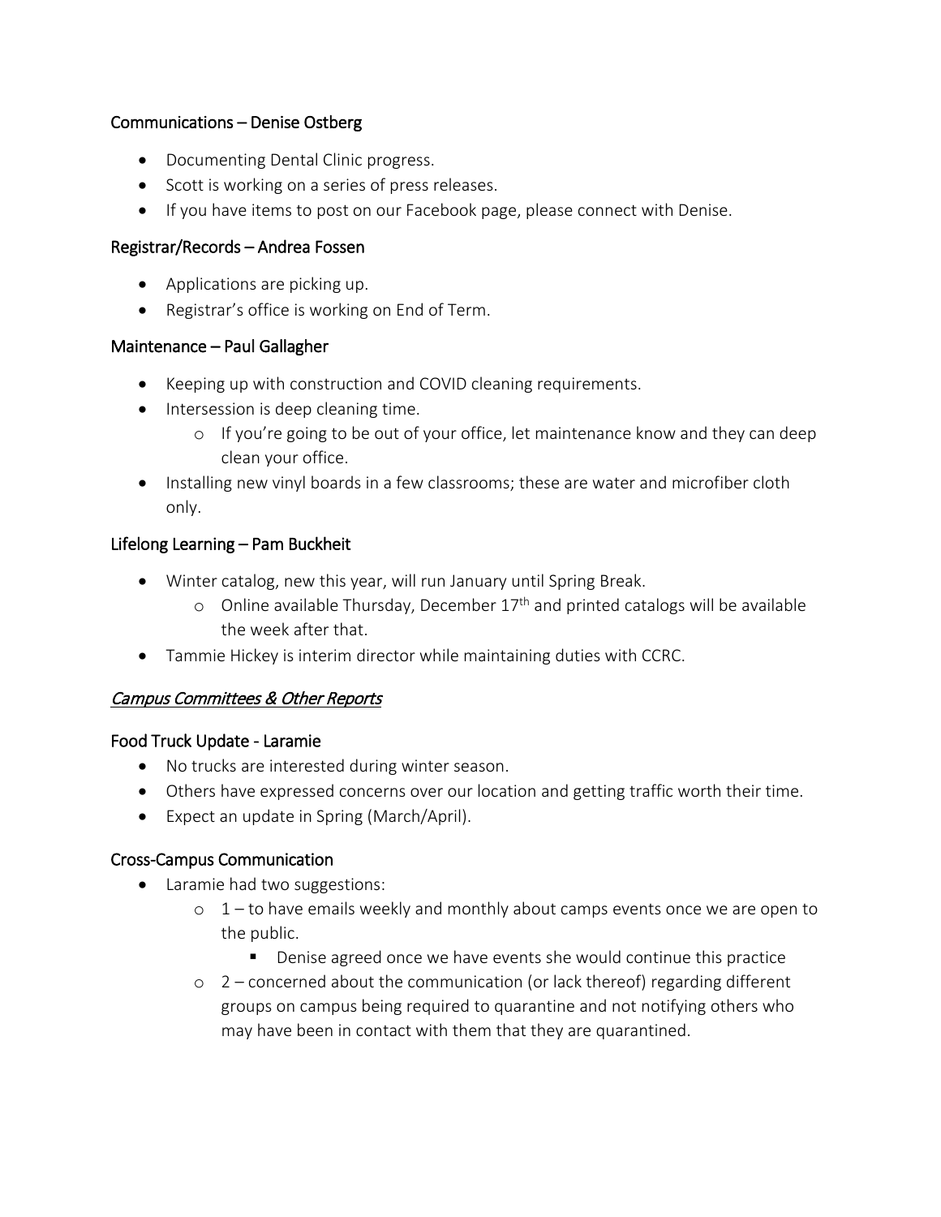### Communications – Denise Ostberg

- Documenting Dental Clinic progress.
- Scott is working on a series of press releases.
- If you have items to post on our Facebook page, please connect with Denise.

### Registrar/Records – Andrea Fossen

- Applications are picking up.
- Registrar's office is working on End of Term.

### Maintenance – Paul Gallagher

- Keeping up with construction and COVID cleaning requirements.
- Intersession is deep cleaning time.
  - If you're going to be out of your office, let maintenance know and they can deep clean your office.
- Installing new vinyl boards in a few classrooms; these are water and microfiber cloth only.

### Lifelong Learning – Pam Buckheit

- Winter catalog, new this year, will run January until Spring Break.
  - Online available Thursday, December 17th and printed catalogs will be available the week after that.
- Tammie Hickey is interim director while maintaining duties with CCRC.

## *Campus Committees & Other Reports*

### Food Truck Update - Laramie

- No trucks are interested during winter season.
- Others have expressed concerns over our location and getting traffic worth their time.
- Expect an update in Spring (March/April).

### Cross-Campus Communication

- Laramie had two suggestions:
  - 1 – to have emails weekly and monthly about camps events once we are open to the public.
    - Denise agreed once we have events she would continue this practice
  - 2 – concerned about the communication (or lack thereof) regarding different groups on campus being required to quarantine and not notifying others who may have been in contact with them that they are quarantined.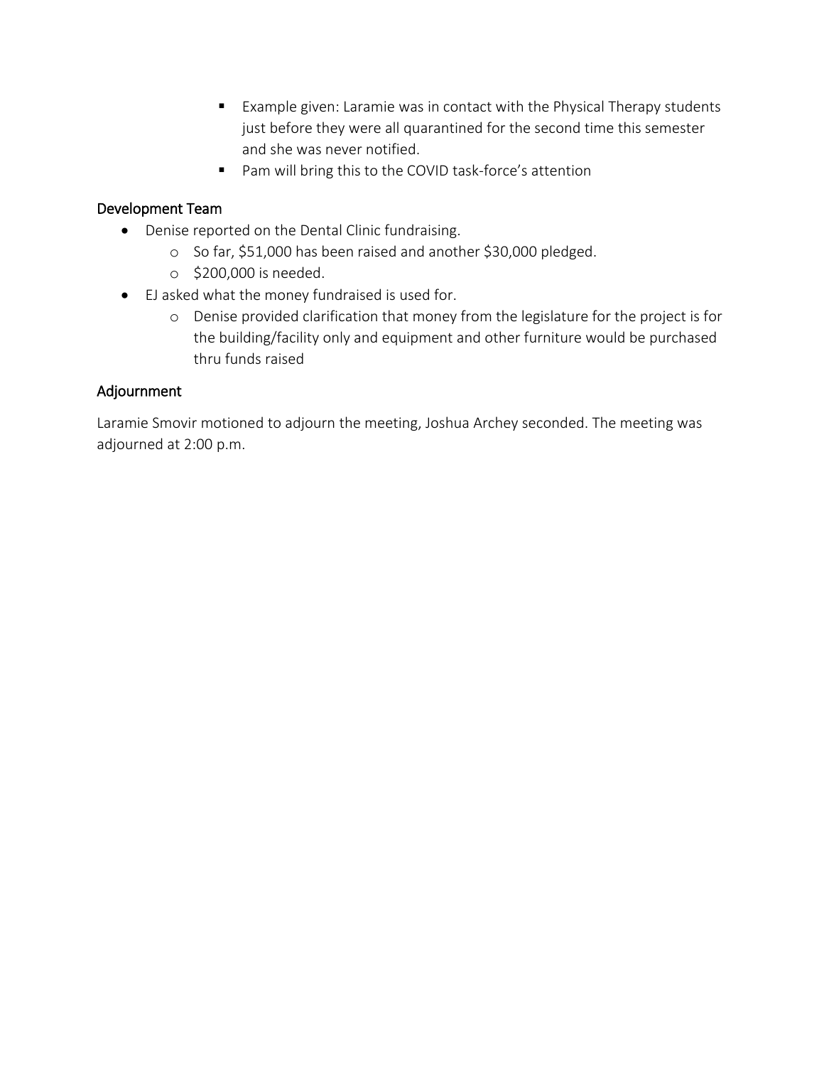- Example given: Laramie was in contact with the Physical Therapy students just before they were all quarantined for the second time this semester and she was never notified.
    - Pam will bring this to the COVID task-force's attention

### Development Team

- Denise reported on the Dental Clinic fundraising.
    - So far, $51,000 has been raised and another $30,000 pledged.
    - $200,000 is needed.
- EJ asked what the money fundraised is used for.
    - Denise provided clarification that money from the legislature for the project is for the building/facility only and equipment and other furniture would be purchased thru funds raised

### Adjournment

Laramie Smovir motioned to adjourn the meeting, Joshua Archey seconded. The meeting was adjourned at 2:00 p.m.